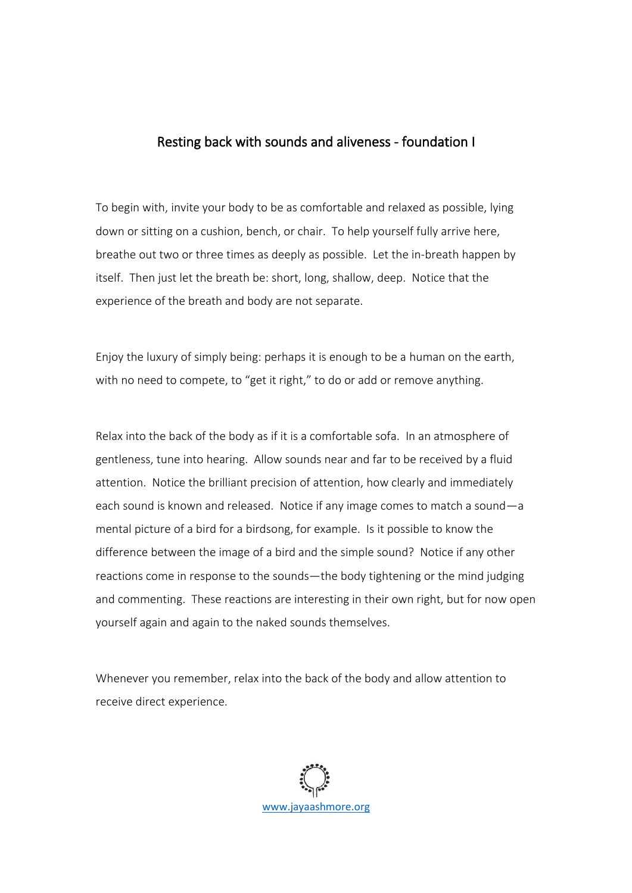# Resting back with sounds and aliveness - foundation I

To begin with, invite your body to be as comfortable and relaxed as possible, lying down or sitting on a cushion, bench, or chair. To help yourself fully arrive here, breathe out two or three times as deeply as possible. Let the in-breath happen by itself. Then just let the breath be: short, long, shallow, deep. Notice that the experience of the breath and body are not separate.

Enjoy the luxury of simply being: perhaps it is enough to be a human on the earth, with no need to compete, to "get it right," to do or add or remove anything.

Relax into the back of the body as if it is a comfortable sofa. In an atmosphere of gentleness, tune into hearing. Allow sounds near and far to be received by a fluid attention. Notice the brilliant precision of attention, how clearly and immediately each sound is known and released. Notice if any image comes to match a sound—a mental picture of a bird for a birdsong, for example. Is it possible to know the difference between the image of a bird and the simple sound? Notice if any other reactions come in response to the sounds—the body tightening or the mind judging and commenting. These reactions are interesting in their own right, but for now open yourself again and again to the naked sounds themselves.

Whenever you remember, relax into the back of the body and allow attention to receive direct experience.

www.jayaashmore.org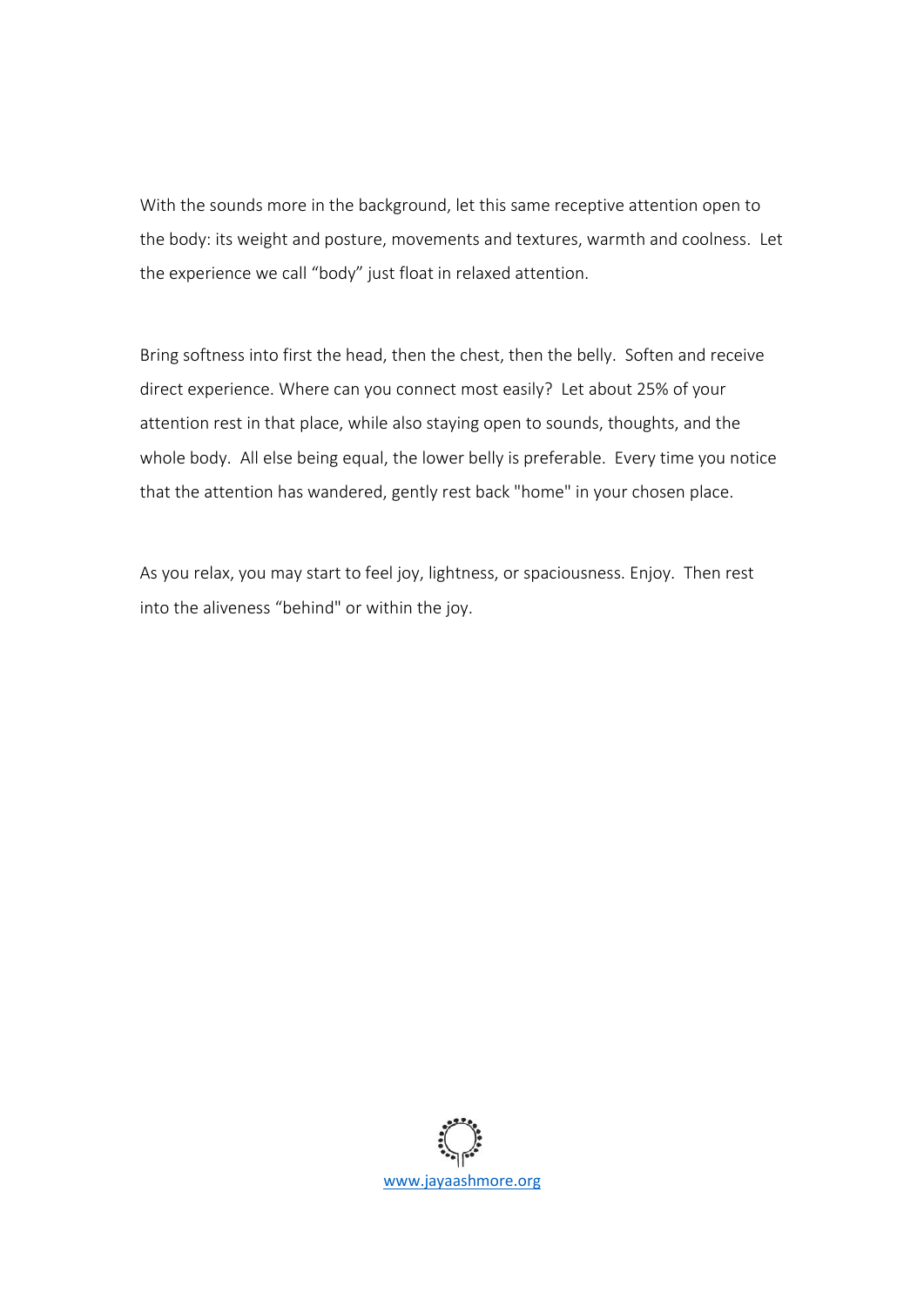With the sounds more in the background, let this same receptive attention open to the body: its weight and posture, movements and textures, warmth and coolness. Let the experience we call "body" just float in relaxed attention.

Bring softness into first the head, then the chest, then the belly. Soften and receive direct experience. Where can you connect most easily? Let about 25% of your attention rest in that place, while also staying open to sounds, thoughts, and the whole body. All else being equal, the lower belly is preferable. Every time you notice that the attention has wandered, gently rest back "home" in your chosen place.

As you relax, you may start to feel joy, lightness, or spaciousness. Enjoy. Then rest into the aliveness "behind" or within the joy.

www.jayaashmore.org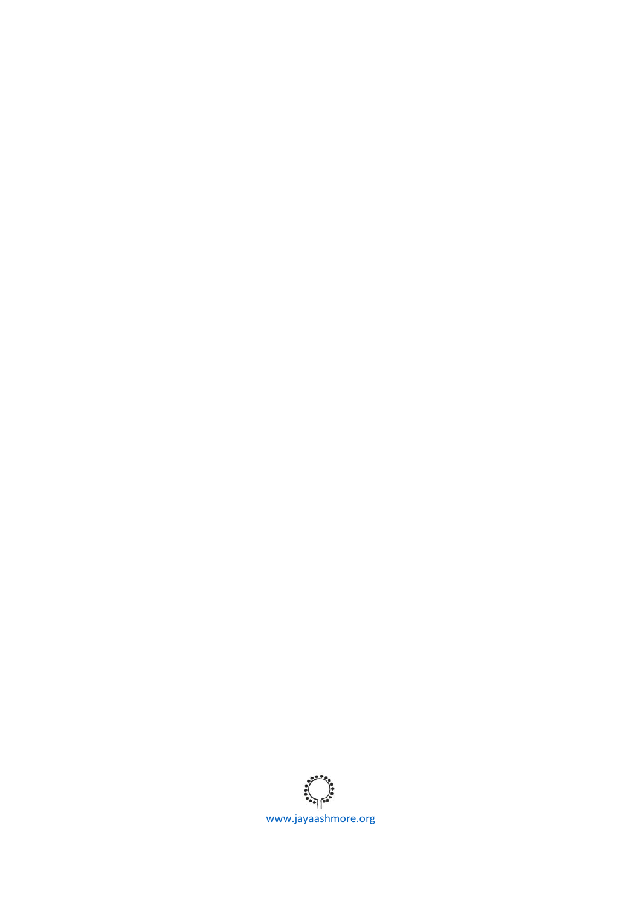www.jayaashmore.org